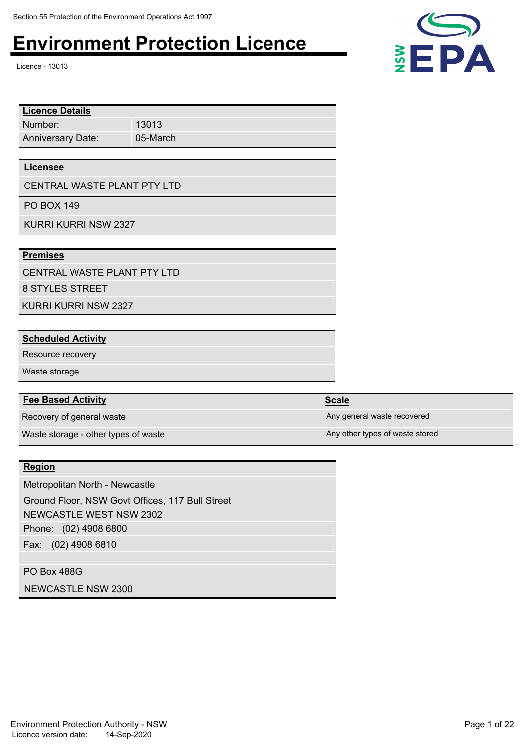Section 55 Protection of the Environment Operations Act 1997

# Environment Protection Licence

Licence - 13013

| **Licence Details** | |
|---|---|
| Number: | 13013 |
| Anniversary Date: | 05-March |

**Licensee**

CENTRAL WASTE PLANT PTY LTD

PO BOX 149

KURRI KURRI NSW 2327

**Premises**

CENTRAL WASTE PLANT PTY LTD

8 STYLES STREET

KURRI KURRI NSW 2327

**Scheduled Activity**

Resource recovery

Waste storage

| **Fee Based Activity** | **Scale** |
|---|---|
| Recovery of general waste | Any general waste recovered |
| Waste storage - other types of waste | Any other types of waste stored |

**Region**

Metropolitan North - Newcastle

Ground Floor, NSW Govt Offices, 117 Bull Street

NEWCASTLE WEST NSW 2302

Phone: (02) 4908 6800

Fax: (02) 4908 6810

PO Box 488G

NEWCASTLE NSW 2300

Environment Protection Authority - NSW

Licence version date: 14-Sep-2020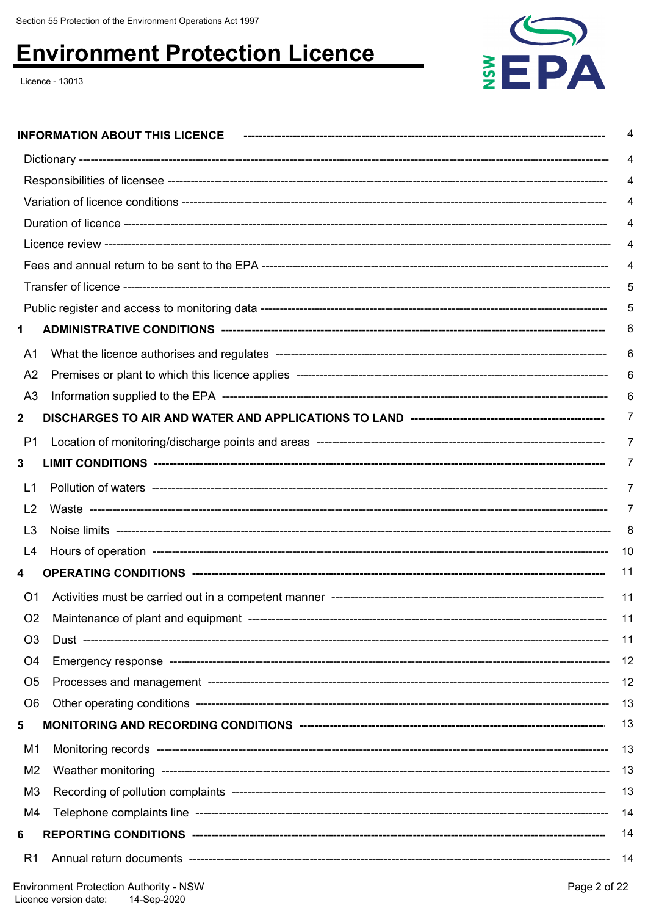Section 55 Protection of the Environment Operations Act 1997

# Environment Protection Licence

Licence - 13013

| | |
|---|---|
| **INFORMATION ABOUT THIS LICENCE** | 4 |
| Dictionary | 4 |
| Responsibilities of licensee | 4 |
| Variation of licence conditions | 4 |
| Duration of licence | 4 |
| Licence review | 4 |
| Fees and annual return to be sent to the EPA | 4 |
| Transfer of licence | 5 |
| Public register and access to monitoring data | 5 |
| **1 ADMINISTRATIVE CONDITIONS** | 6 |
| A1 What the licence authorises and regulates | 6 |
| A2 Premises or plant to which this licence applies | 6 |
| A3 Information supplied to the EPA | 6 |
| **2 DISCHARGES TO AIR AND WATER AND APPLICATIONS TO LAND** | 7 |
| P1 Location of monitoring/discharge points and areas | 7 |
| **3 LIMIT CONDITIONS** | 7 |
| L1 Pollution of waters | 7 |
| L2 Waste | 7 |
| L3 Noise limits | 8 |
| L4 Hours of operation | 10 |
| **4 OPERATING CONDITIONS** | 11 |
| O1 Activities must be carried out in a competent manner | 11 |
| O2 Maintenance of plant and equipment | 11 |
| O3 Dust | 11 |
| O4 Emergency response | 12 |
| O5 Processes and management | 12 |
| O6 Other operating conditions | 13 |
| **5 MONITORING AND RECORDING CONDITIONS** | 13 |
| M1 Monitoring records | 13 |
| M2 Weather monitoring | 13 |
| M3 Recording of pollution complaints | 13 |
| M4 Telephone complaints line | 14 |
| **6 REPORTING CONDITIONS** | 14 |
| R1 Annual return documents | 14 |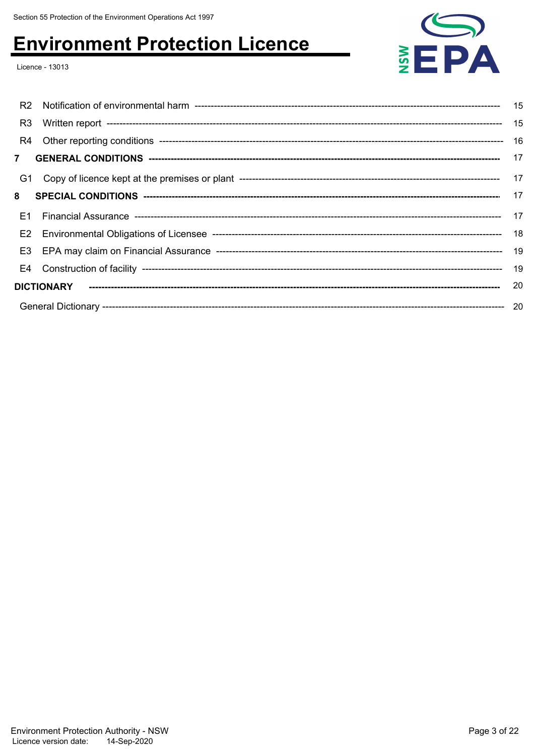| | | |
|---|---|---|
| R2 | Notification of environmental harm | 15 |
| R3 | Written report | 15 |
| R4 | Other reporting conditions | 16 |
| **7** | **GENERAL CONDITIONS** | 17 |
| G1 | Copy of licence kept at the premises or plant | 17 |
| **8** | **SPECIAL CONDITIONS** | 17 |
| E1 | Financial Assurance | 17 |
| E2 | Environmental Obligations of Licensee | 18 |
| E3 | EPA may claim on Financial Assurance | 19 |
| E4 | Construction of facility | 19 |
| **DICTIONARY** | | 20 |
| General Dictionary | | 20 |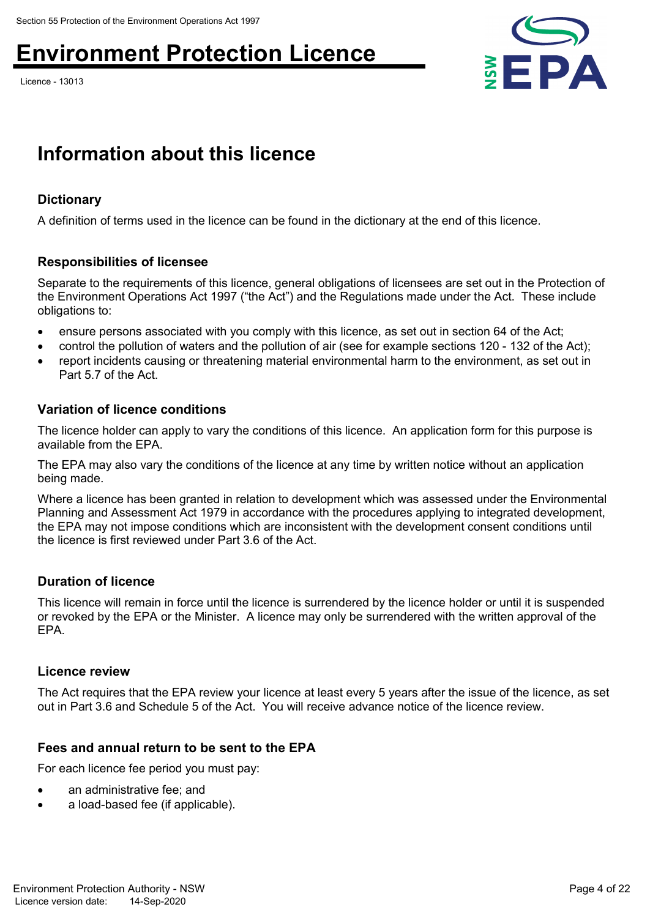# Information about this licence

### Dictionary

A definition of terms used in the licence can be found in the dictionary at the end of this licence.

### Responsibilities of licensee

Separate to the requirements of this licence, general obligations of licensees are set out in the Protection of the Environment Operations Act 1997 ("the Act") and the Regulations made under the Act. These include obligations to:

- ensure persons associated with you comply with this licence, as set out in section 64 of the Act;
- control the pollution of waters and the pollution of air (see for example sections 120 - 132 of the Act);
- report incidents causing or threatening material environmental harm to the environment, as set out in Part 5.7 of the Act.

### Variation of licence conditions

The licence holder can apply to vary the conditions of this licence. An application form for this purpose is available from the EPA.

The EPA may also vary the conditions of the licence at any time by written notice without an application being made.

Where a licence has been granted in relation to development which was assessed under the Environmental Planning and Assessment Act 1979 in accordance with the procedures applying to integrated development, the EPA may not impose conditions which are inconsistent with the development consent conditions until the licence is first reviewed under Part 3.6 of the Act.

### Duration of licence

This licence will remain in force until the licence is surrendered by the licence holder or until it is suspended or revoked by the EPA or the Minister. A licence may only be surrendered with the written approval of the EPA.

### Licence review

The Act requires that the EPA review your licence at least every 5 years after the issue of the licence, as set out in Part 3.6 and Schedule 5 of the Act. You will receive advance notice of the licence review.

### Fees and annual return to be sent to the EPA

For each licence fee period you must pay:

- an administrative fee; and
- a load-based fee (if applicable).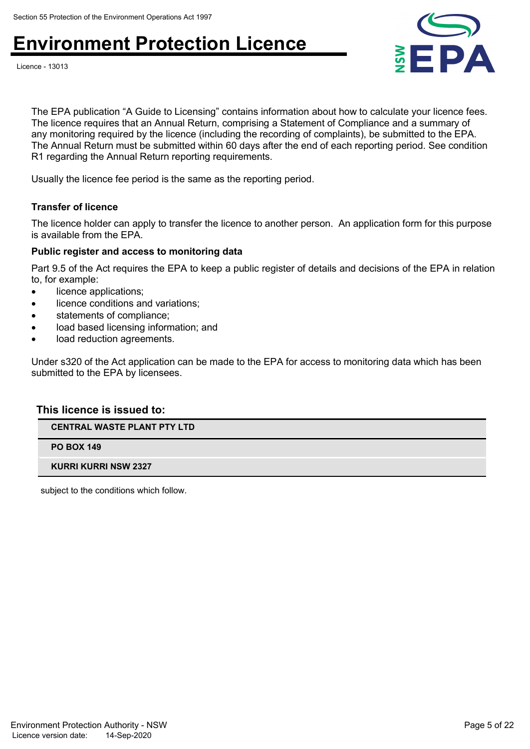The EPA publication "A Guide to Licensing" contains information about how to calculate your licence fees. The licence requires that an Annual Return, comprising a Statement of Compliance and a summary of any monitoring required by the licence (including the recording of complaints), be submitted to the EPA. The Annual Return must be submitted within 60 days after the end of each reporting period. See condition R1 regarding the Annual Return reporting requirements.

Usually the licence fee period is the same as the reporting period.

### Transfer of licence

The licence holder can apply to transfer the licence to another person. An application form for this purpose is available from the EPA.

### Public register and access to monitoring data

Part 9.5 of the Act requires the EPA to keep a public register of details and decisions of the EPA in relation to, for example:

- licence applications;
- licence conditions and variations;
- statements of compliance;
- load based licensing information; and
- load reduction agreements.

Under s320 of the Act application can be made to the EPA for access to monitoring data which has been submitted to the EPA by licensees.

## This licence is issued to:

| CENTRAL WASTE PLANT PTY LTD |
|---|
| PO BOX 149 |
| KURRI KURRI NSW 2327 |

subject to the conditions which follow.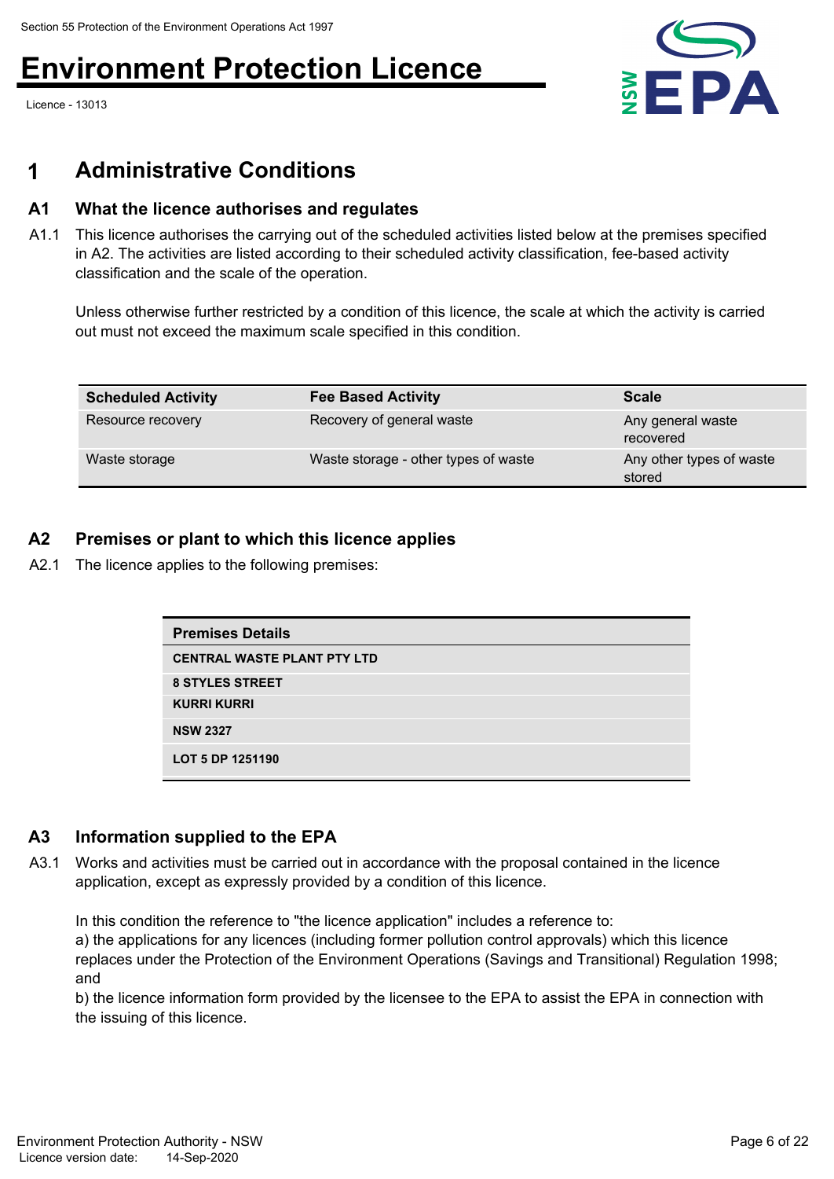# 1 Administrative Conditions

## A1 What the licence authorises and regulates

A1.1 This licence authorises the carrying out of the scheduled activities listed below at the premises specified in A2. The activities are listed according to their scheduled activity classification, fee-based activity classification and the scale of the operation.

Unless otherwise further restricted by a condition of this licence, the scale at which the activity is carried out must not exceed the maximum scale specified in this condition.

| Scheduled Activity | Fee Based Activity | Scale |
| --- | --- | --- |
| Resource recovery | Recovery of general waste | Any general waste recovered |
| Waste storage | Waste storage - other types of waste | Any other types of waste stored |

## A2 Premises or plant to which this licence applies

A2.1 The licence applies to the following premises:

| Premises Details |
| --- |
| CENTRAL WASTE PLANT PTY LTD |
| 8 STYLES STREET |
| KURRI KURRI |
| NSW 2327 |
| LOT 5 DP 1251190 |

## A3 Information supplied to the EPA

A3.1 Works and activities must be carried out in accordance with the proposal contained in the licence application, except as expressly provided by a condition of this licence.

In this condition the reference to "the licence application" includes a reference to:
a) the applications for any licences (including former pollution control approvals) which this licence replaces under the Protection of the Environment Operations (Savings and Transitional) Regulation 1998; and
b) the licence information form provided by the licensee to the EPA to assist the EPA in connection with the issuing of this licence.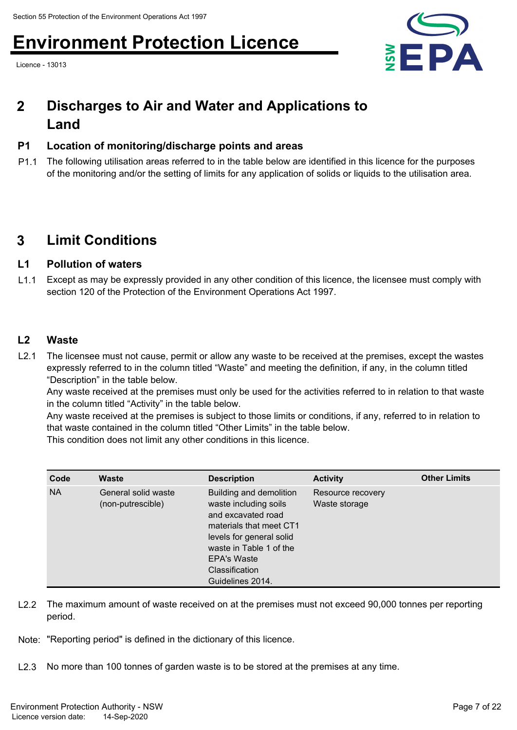## 2 Discharges to Air and Water and Applications to Land

### P1 Location of monitoring/discharge points and areas

P1.1 The following utilisation areas referred to in the table below are identified in this licence for the purposes of the monitoring and/or the setting of limits for any application of solids or liquids to the utilisation area.

## 3 Limit Conditions

### L1 Pollution of waters

L1.1 Except as may be expressly provided in any other condition of this licence, the licensee must comply with section 120 of the Protection of the Environment Operations Act 1997.

### L2 Waste

L2.1 The licensee must not cause, permit or allow any waste to be received at the premises, except the wastes expressly referred to in the column titled "Waste" and meeting the definition, if any, in the column titled "Description" in the table below.
Any waste received at the premises must only be used for the activities referred to in relation to that waste in the column titled "Activity" in the table below.
Any waste received at the premises is subject to those limits or conditions, if any, referred to in relation to that waste contained in the column titled "Other Limits" in the table below.
This condition does not limit any other conditions in this licence.

| Code | Waste | Description | Activity | Other Limits |
|---|---|---|---|---|
| NA | General solid waste (non-putrescible) | Building and demolition waste including soils and excavated road materials that meet CT1 levels for general solid waste in Table 1 of the EPA's Waste Classification Guidelines 2014. | Resource recovery<br>Waste storage | |

L2.2 The maximum amount of waste received on at the premises must not exceed 90,000 tonnes per reporting period.

Note: "Reporting period" is defined in the dictionary of this licence.

L2.3 No more than 100 tonnes of garden waste is to be stored at the premises at any time.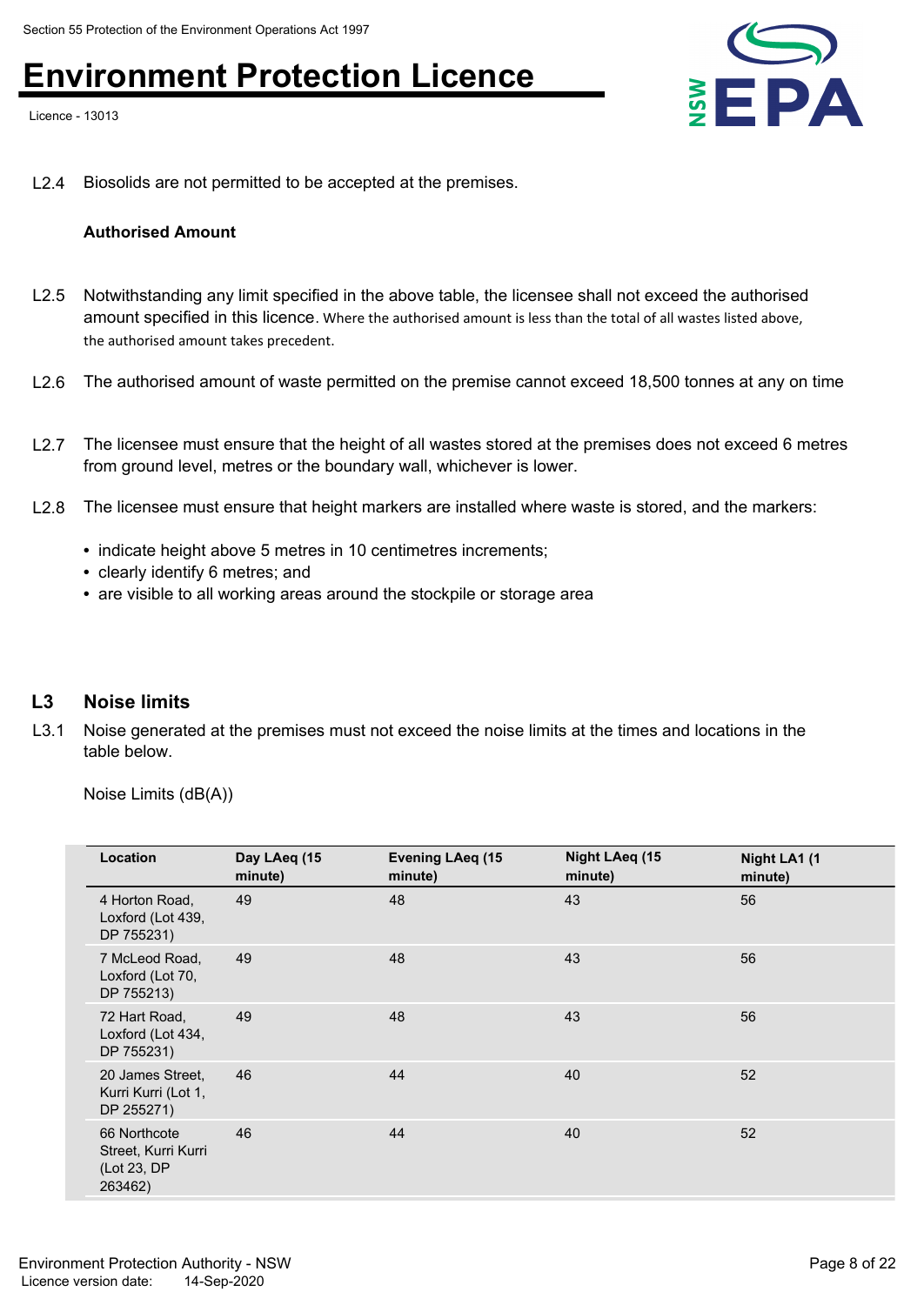L2.4 Biosolids are not permitted to be accepted at the premises.

**Authorised Amount**

L2.5 Notwithstanding any limit specified in the above table, the licensee shall not exceed the authorised amount specified in this licence. Where the authorised amount is less than the total of all wastes listed above, the authorised amount takes precedent.

L2.6 The authorised amount of waste permitted on the premise cannot exceed 18,500 tonnes at any on time

L2.7 The licensee must ensure that the height of all wastes stored at the premises does not exceed 6 metres from ground level, metres or the boundary wall, whichever is lower.

L2.8 The licensee must ensure that height markers are installed where waste is stored, and the markers:

- indicate height above 5 metres in 10 centimetres increments;
- clearly identify 6 metres; and
- are visible to all working areas around the stockpile or storage area

## L3 Noise limits

L3.1 Noise generated at the premises must not exceed the noise limits at the times and locations in the table below.

Noise Limits (dB(A))

| Location | Day LAeq (15 minute) | Evening LAeq (15 minute) | Night LAeq (15 minute) | Night LA1 (1 minute) |
|---|---|---|---|---|
| 4 Horton Road, Loxford (Lot 439, DP 755231) | 49 | 48 | 43 | 56 |
| 7 McLeod Road, Loxford (Lot 70, DP 755213) | 49 | 48 | 43 | 56 |
| 72 Hart Road, Loxford (Lot 434, DP 755231) | 49 | 48 | 43 | 56 |
| 20 James Street, Kurri Kurri (Lot 1, DP 255271) | 46 | 44 | 40 | 52 |
| 66 Northcote Street, Kurri Kurri (Lot 23, DP 263462) | 46 | 44 | 40 | 52 |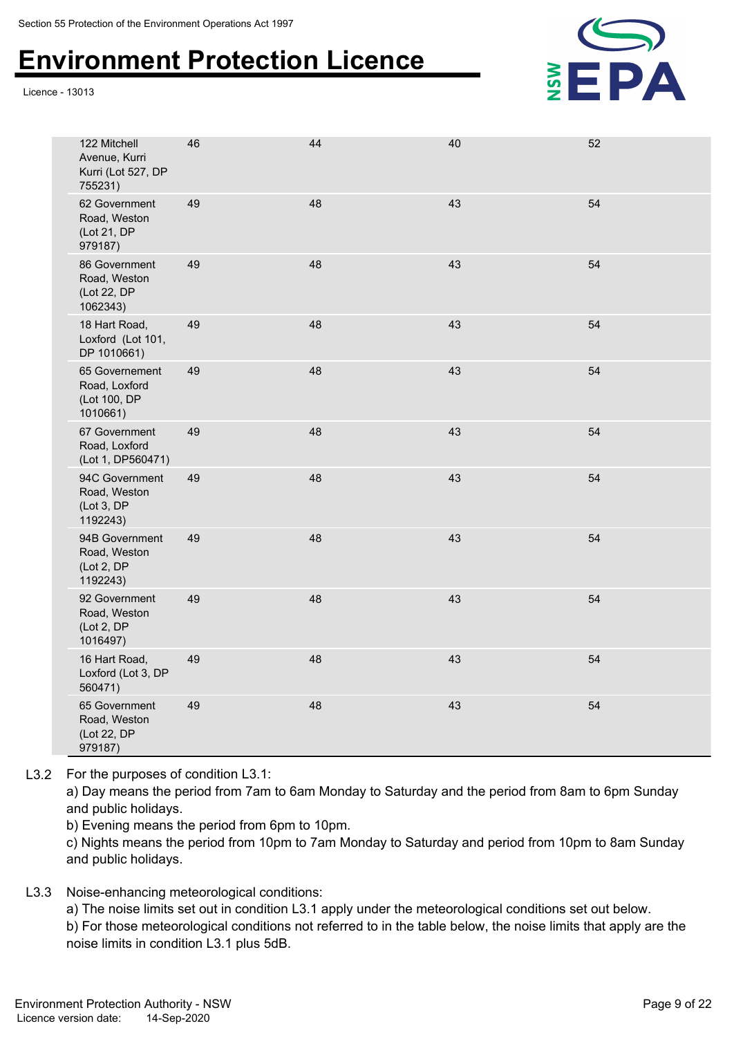| | | | | |
|---|---|---|---|---|
| 122 Mitchell Avenue, Kurri Kurri (Lot 527, DP 755231) | 46 | 44 | 40 | 52 |
| 62 Government Road, Weston (Lot 21, DP 979187) | 49 | 48 | 43 | 54 |
| 86 Government Road, Weston (Lot 22, DP 1062343) | 49 | 48 | 43 | 54 |
| 18 Hart Road, Loxford (Lot 101, DP 1010661) | 49 | 48 | 43 | 54 |
| 65 Governement Road, Loxford (Lot 100, DP 1010661) | 49 | 48 | 43 | 54 |
| 67 Government Road, Loxford (Lot 1, DP560471) | 49 | 48 | 43 | 54 |
| 94C Government Road, Weston (Lot 3, DP 1192243) | 49 | 48 | 43 | 54 |
| 94B Government Road, Weston (Lot 2, DP 1192243) | 49 | 48 | 43 | 54 |
| 92 Government Road, Weston (Lot 2, DP 1016497) | 49 | 48 | 43 | 54 |
| 16 Hart Road, Loxford (Lot 3, DP 560471) | 49 | 48 | 43 | 54 |
| 65 Government Road, Weston (Lot 22, DP 979187) | 49 | 48 | 43 | 54 |

L3.2 For the purposes of condition L3.1:

a) Day means the period from 7am to 6am Monday to Saturday and the period from 8am to 6pm Sunday and public holidays.

b) Evening means the period from 6pm to 10pm.

c) Nights means the period from 10pm to 7am Monday to Saturday and period from 10pm to 8am Sunday and public holidays.

L3.3 Noise-enhancing meteorological conditions:

a) The noise limits set out in condition L3.1 apply under the meteorological conditions set out below.

b) For those meteorological conditions not referred to in the table below, the noise limits that apply are the noise limits in condition L3.1 plus 5dB.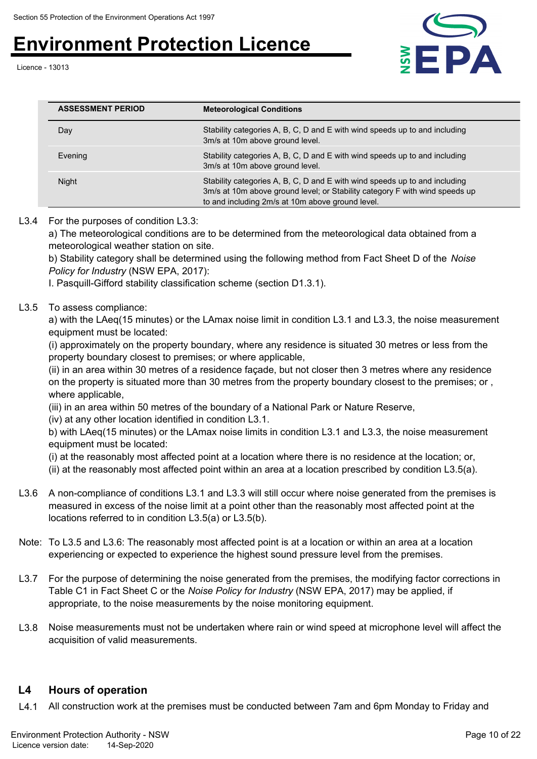| ASSESSMENT PERIOD | Meteorological Conditions |
| --- | --- |
| Day | Stability categories A, B, C, D and E with wind speeds up to and including 3m/s at 10m above ground level. |
| Evening | Stability categories A, B, C, D and E with wind speeds up to and including 3m/s at 10m above ground level. |
| Night | Stability categories A, B, C, D and E with wind speeds up to and including 3m/s at 10m above ground level; or Stability category F with wind speeds up to and including 2m/s at 10m above ground level. |

L3.4 For the purposes of condition L3.3:
a) The meteorological conditions are to be determined from the meteorological data obtained from a meteorological weather station on site.
b) Stability category shall be determined using the following method from Fact Sheet D of the *Noise Policy for Industry* (NSW EPA, 2017):
I. Pasquill-Gifford stability classification scheme (section D1.3.1).

L3.5 To assess compliance:
a) with the LAeq(15 minutes) or the LAmax noise limit in condition L3.1 and L3.3, the noise measurement equipment must be located:
(i) approximately on the property boundary, where any residence is situated 30 metres or less from the property boundary closest to premises; or where applicable,
(ii) in an area within 30 metres of a residence façade, but not closer then 3 metres where any residence on the property is situated more than 30 metres from the property boundary closest to the premises; or , where applicable,
(iii) in an area within 50 metres of the boundary of a National Park or Nature Reserve,
(iv) at any other location identified in condition L3.1.
b) with LAeq(15 minutes) or the LAmax noise limits in condition L3.1 and L3.3, the noise measurement equipment must be located:
(i) at the reasonably most affected point at a location where there is no residence at the location; or,
(ii) at the reasonably most affected point within an area at a location prescribed by condition L3.5(a).

L3.6 A non-compliance of conditions L3.1 and L3.3 will still occur where noise generated from the premises is measured in excess of the noise limit at a point other than the reasonably most affected point at the locations referred to in condition L3.5(a) or L3.5(b).

Note: To L3.5 and L3.6: The reasonably most affected point is at a location or within an area at a location experiencing or expected to experience the highest sound pressure level from the premises.

L3.7 For the purpose of determining the noise generated from the premises, the modifying factor corrections in Table C1 in Fact Sheet C or the *Noise Policy for Industry* (NSW EPA, 2017) may be applied, if appropriate, to the noise measurements by the noise monitoring equipment.

L3.8 Noise measurements must not be undertaken where rain or wind speed at microphone level will affect the acquisition of valid measurements.

## L4 Hours of operation

L4.1 All construction work at the premises must be conducted between 7am and 6pm Monday to Friday and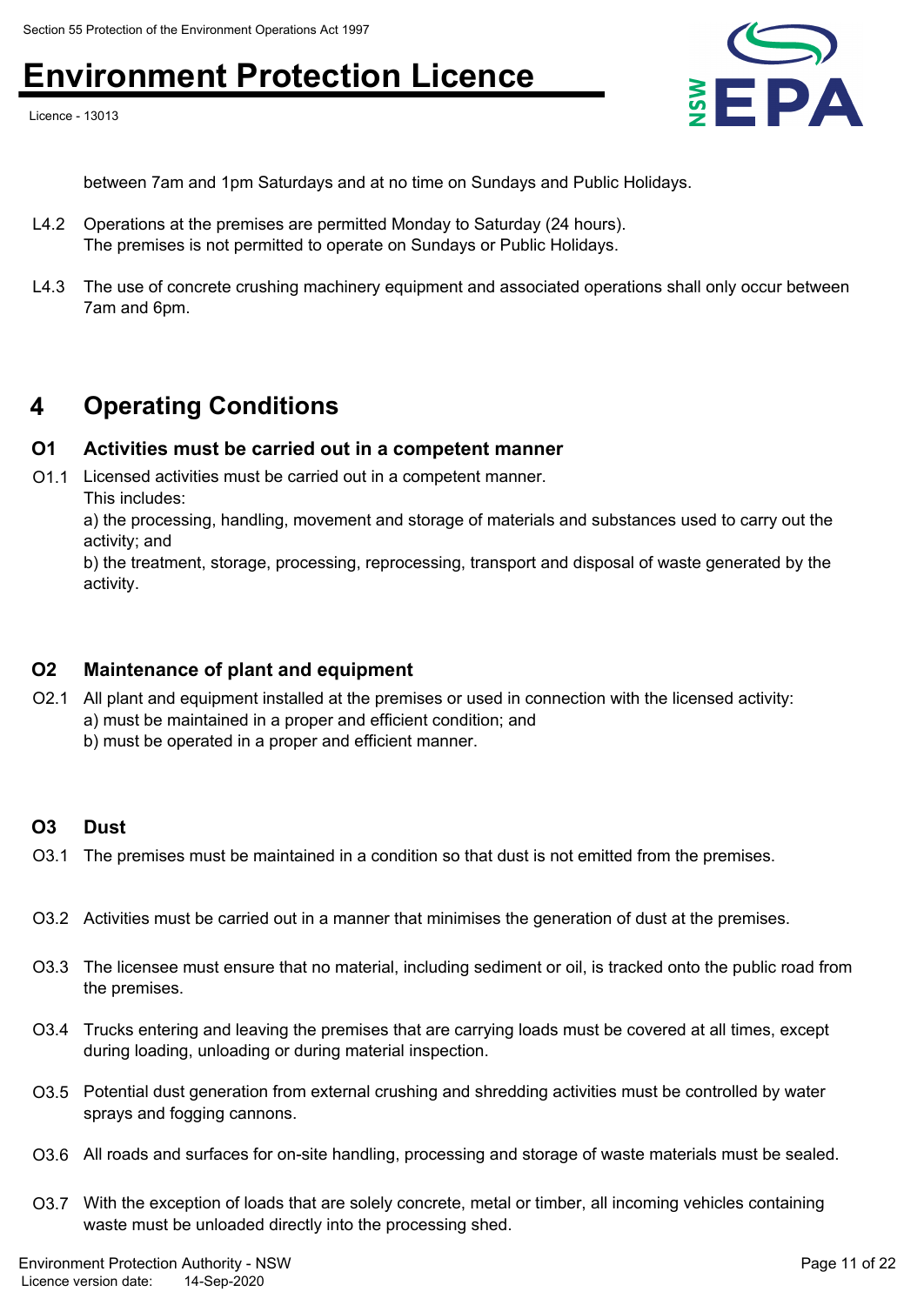between 7am and 1pm Saturdays and at no time on Sundays and Public Holidays.

L4.2 Operations at the premises are permitted Monday to Saturday (24 hours). The premises is not permitted to operate on Sundays or Public Holidays.

L4.3 The use of concrete crushing machinery equipment and associated operations shall only occur between 7am and 6pm.

# 4 Operating Conditions

## O1 Activities must be carried out in a competent manner

O1.1 Licensed activities must be carried out in a competent manner.
This includes:
a) the processing, handling, movement and storage of materials and substances used to carry out the activity; and
b) the treatment, storage, processing, reprocessing, transport and disposal of waste generated by the activity.

## O2 Maintenance of plant and equipment

O2.1 All plant and equipment installed at the premises or used in connection with the licensed activity:
a) must be maintained in a proper and efficient condition; and
b) must be operated in a proper and efficient manner.

## O3 Dust

O3.1 The premises must be maintained in a condition so that dust is not emitted from the premises.

O3.2 Activities must be carried out in a manner that minimises the generation of dust at the premises.

O3.3 The licensee must ensure that no material, including sediment or oil, is tracked onto the public road from the premises.

O3.4 Trucks entering and leaving the premises that are carrying loads must be covered at all times, except during loading, unloading or during material inspection.

O3.5 Potential dust generation from external crushing and shredding activities must be controlled by water sprays and fogging cannons.

O3.6 All roads and surfaces for on-site handling, processing and storage of waste materials must be sealed.

O3.7 With the exception of loads that are solely concrete, metal or timber, all incoming vehicles containing waste must be unloaded directly into the processing shed.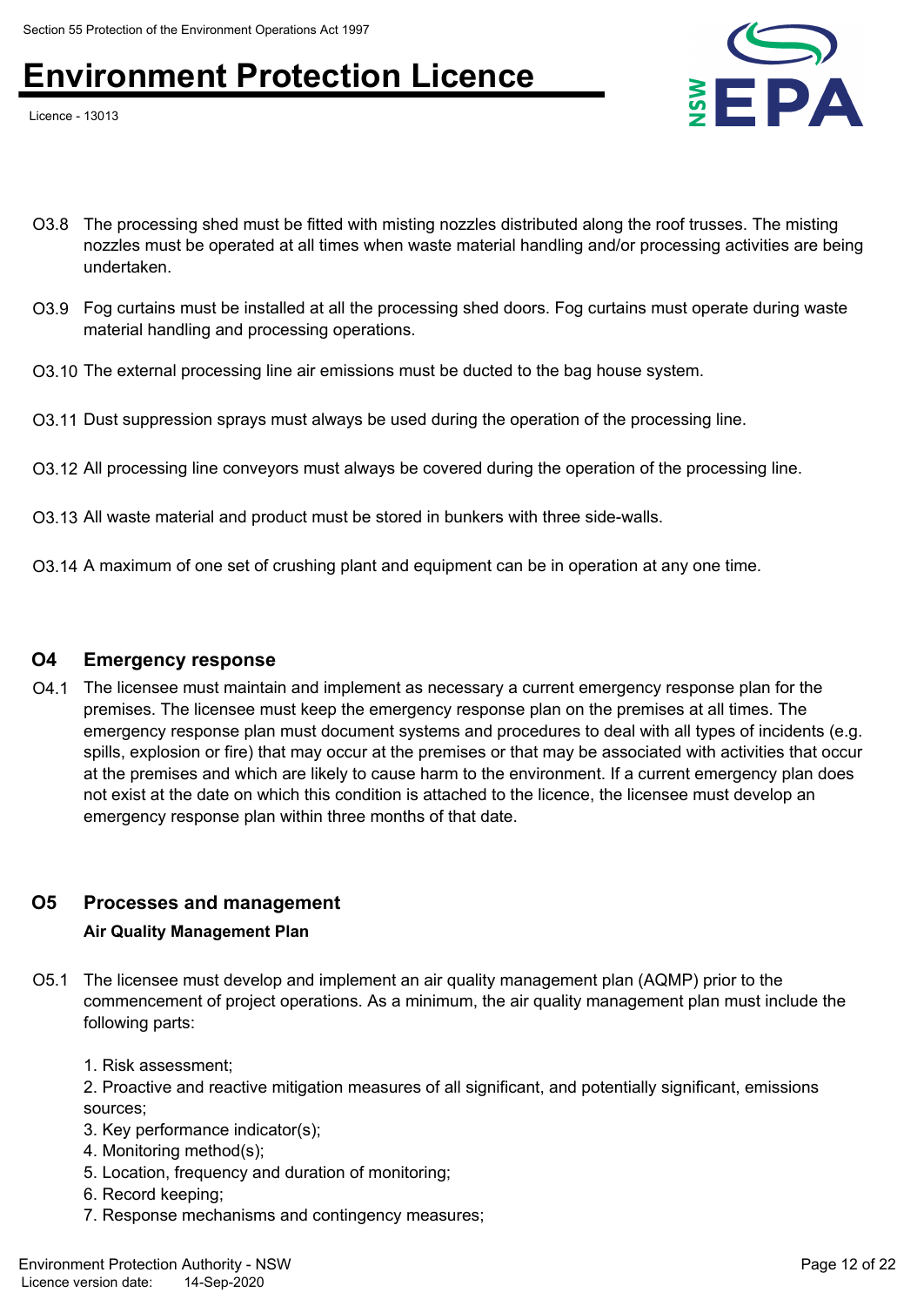O3.8 The processing shed must be fitted with misting nozzles distributed along the roof trusses. The misting nozzles must be operated at all times when waste material handling and/or processing activities are being undertaken.

O3.9 Fog curtains must be installed at all the processing shed doors. Fog curtains must operate during waste material handling and processing operations.

O3.10 The external processing line air emissions must be ducted to the bag house system.

O3.11 Dust suppression sprays must always be used during the operation of the processing line.

O3.12 All processing line conveyors must always be covered during the operation of the processing line.

O3.13 All waste material and product must be stored in bunkers with three side-walls.

O3.14 A maximum of one set of crushing plant and equipment can be in operation at any one time.

## O4 Emergency response

O4.1 The licensee must maintain and implement as necessary a current emergency response plan for the premises. The licensee must keep the emergency response plan on the premises at all times. The emergency response plan must document systems and procedures to deal with all types of incidents (e.g. spills, explosion or fire) that may occur at the premises or that may be associated with activities that occur at the premises and which are likely to cause harm to the environment. If a current emergency plan does not exist at the date on which this condition is attached to the licence, the licensee must develop an emergency response plan within three months of that date.

## O5 Processes and management

**Air Quality Management Plan**

O5.1 The licensee must develop and implement an air quality management plan (AQMP) prior to the commencement of project operations. As a minimum, the air quality management plan must include the following parts:

1. Risk assessment;
2. Proactive and reactive mitigation measures of all significant, and potentially significant, emissions sources;
3. Key performance indicator(s);
4. Monitoring method(s);
5. Location, frequency and duration of monitoring;
6. Record keeping;
7. Response mechanisms and contingency measures;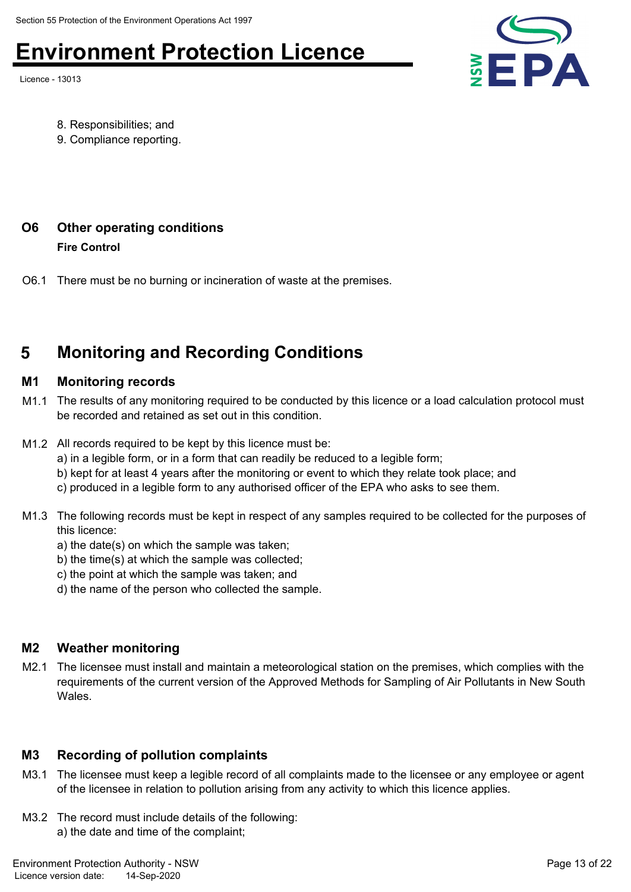8. Responsibilities; and
9. Compliance reporting.

### O6 Other operating conditions

**Fire Control**

O6.1 There must be no burning or incineration of waste at the premises.

## 5 Monitoring and Recording Conditions

### M1 Monitoring records

M1.1 The results of any monitoring required to be conducted by this licence or a load calculation protocol must be recorded and retained as set out in this condition.

M1.2 All records required to be kept by this licence must be:
a) in a legible form, or in a form that can readily be reduced to a legible form;
b) kept for at least 4 years after the monitoring or event to which they relate took place; and
c) produced in a legible form to any authorised officer of the EPA who asks to see them.

M1.3 The following records must be kept in respect of any samples required to be collected for the purposes of this licence:
a) the date(s) on which the sample was taken;
b) the time(s) at which the sample was collected;
c) the point at which the sample was taken; and
d) the name of the person who collected the sample.

### M2 Weather monitoring

M2.1 The licensee must install and maintain a meteorological station on the premises, which complies with the requirements of the current version of the Approved Methods for Sampling of Air Pollutants in New South Wales.

### M3 Recording of pollution complaints

M3.1 The licensee must keep a legible record of all complaints made to the licensee or any employee or agent of the licensee in relation to pollution arising from any activity to which this licence applies.

M3.2 The record must include details of the following:
a) the date and time of the complaint;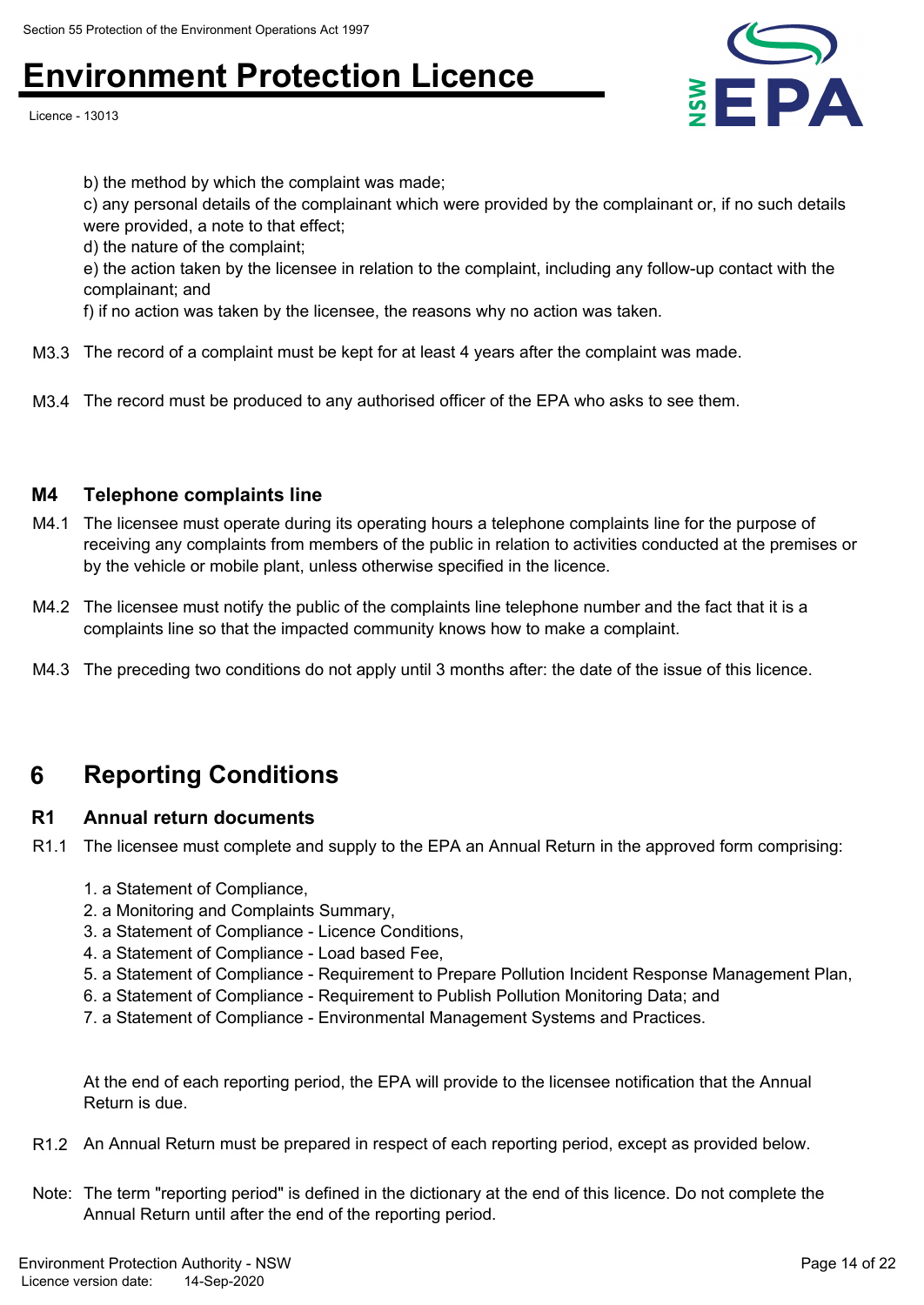b) the method by which the complaint was made;

c) any personal details of the complainant which were provided by the complainant or, if no such details were provided, a note to that effect;

d) the nature of the complaint;

e) the action taken by the licensee in relation to the complaint, including any follow-up contact with the complainant; and

f) if no action was taken by the licensee, the reasons why no action was taken.

M3.3 The record of a complaint must be kept for at least 4 years after the complaint was made.

M3.4 The record must be produced to any authorised officer of the EPA who asks to see them.

### M4 Telephone complaints line

M4.1 The licensee must operate during its operating hours a telephone complaints line for the purpose of receiving any complaints from members of the public in relation to activities conducted at the premises or by the vehicle or mobile plant, unless otherwise specified in the licence.

M4.2 The licensee must notify the public of the complaints line telephone number and the fact that it is a complaints line so that the impacted community knows how to make a complaint.

M4.3 The preceding two conditions do not apply until 3 months after: the date of the issue of this licence.

## 6 Reporting Conditions

### R1 Annual return documents

R1.1 The licensee must complete and supply to the EPA an Annual Return in the approved form comprising:

1. a Statement of Compliance,
2. a Monitoring and Complaints Summary,
3. a Statement of Compliance - Licence Conditions,
4. a Statement of Compliance - Load based Fee,
5. a Statement of Compliance - Requirement to Prepare Pollution Incident Response Management Plan,
6. a Statement of Compliance - Requirement to Publish Pollution Monitoring Data; and
7. a Statement of Compliance - Environmental Management Systems and Practices.

At the end of each reporting period, the EPA will provide to the licensee notification that the Annual Return is due.

R1.2 An Annual Return must be prepared in respect of each reporting period, except as provided below.

Note: The term "reporting period" is defined in the dictionary at the end of this licence. Do not complete the Annual Return until after the end of the reporting period.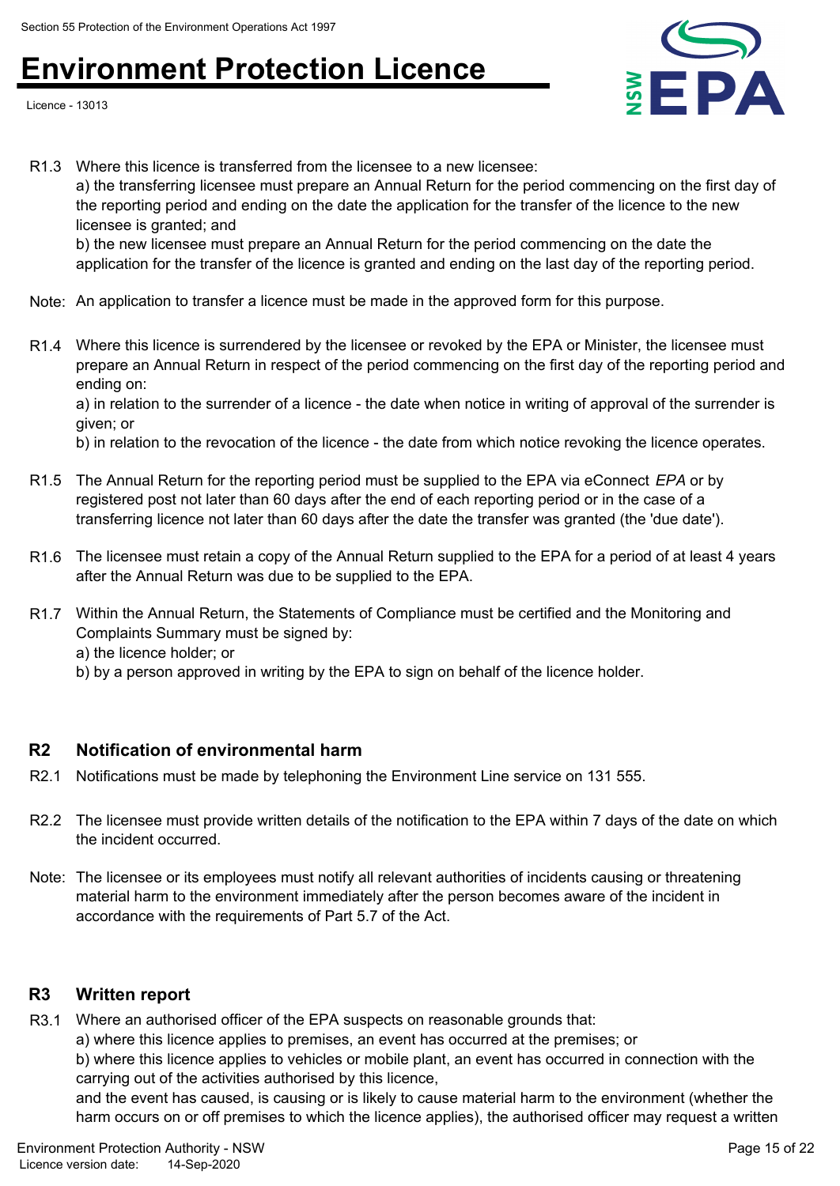R1.3 Where this licence is transferred from the licensee to a new licensee:
a) the transferring licensee must prepare an Annual Return for the period commencing on the first day of the reporting period and ending on the date the application for the transfer of the licence to the new licensee is granted; and
b) the new licensee must prepare an Annual Return for the period commencing on the date the application for the transfer of the licence is granted and ending on the last day of the reporting period.

Note: An application to transfer a licence must be made in the approved form for this purpose.

R1.4 Where this licence is surrendered by the licensee or revoked by the EPA or Minister, the licensee must prepare an Annual Return in respect of the period commencing on the first day of the reporting period and ending on:
a) in relation to the surrender of a licence - the date when notice in writing of approval of the surrender is given; or
b) in relation to the revocation of the licence - the date from which notice revoking the licence operates.

R1.5 The Annual Return for the reporting period must be supplied to the EPA via eConnect *EPA* or by registered post not later than 60 days after the end of each reporting period or in the case of a transferring licence not later than 60 days after the date the transfer was granted (the 'due date').

R1.6 The licensee must retain a copy of the Annual Return supplied to the EPA for a period of at least 4 years after the Annual Return was due to be supplied to the EPA.

R1.7 Within the Annual Return, the Statements of Compliance must be certified and the Monitoring and Complaints Summary must be signed by:
a) the licence holder; or
b) by a person approved in writing by the EPA to sign on behalf of the licence holder.

## R2 Notification of environmental harm

R2.1 Notifications must be made by telephoning the Environment Line service on 131 555.

R2.2 The licensee must provide written details of the notification to the EPA within 7 days of the date on which the incident occurred.

Note: The licensee or its employees must notify all relevant authorities of incidents causing or threatening material harm to the environment immediately after the person becomes aware of the incident in accordance with the requirements of Part 5.7 of the Act.

## R3 Written report

R3.1 Where an authorised officer of the EPA suspects on reasonable grounds that:
a) where this licence applies to premises, an event has occurred at the premises; or
b) where this licence applies to vehicles or mobile plant, an event has occurred in connection with the carrying out of the activities authorised by this licence,
and the event has caused, is causing or is likely to cause material harm to the environment (whether the harm occurs on or off premises to which the licence applies), the authorised officer may request a written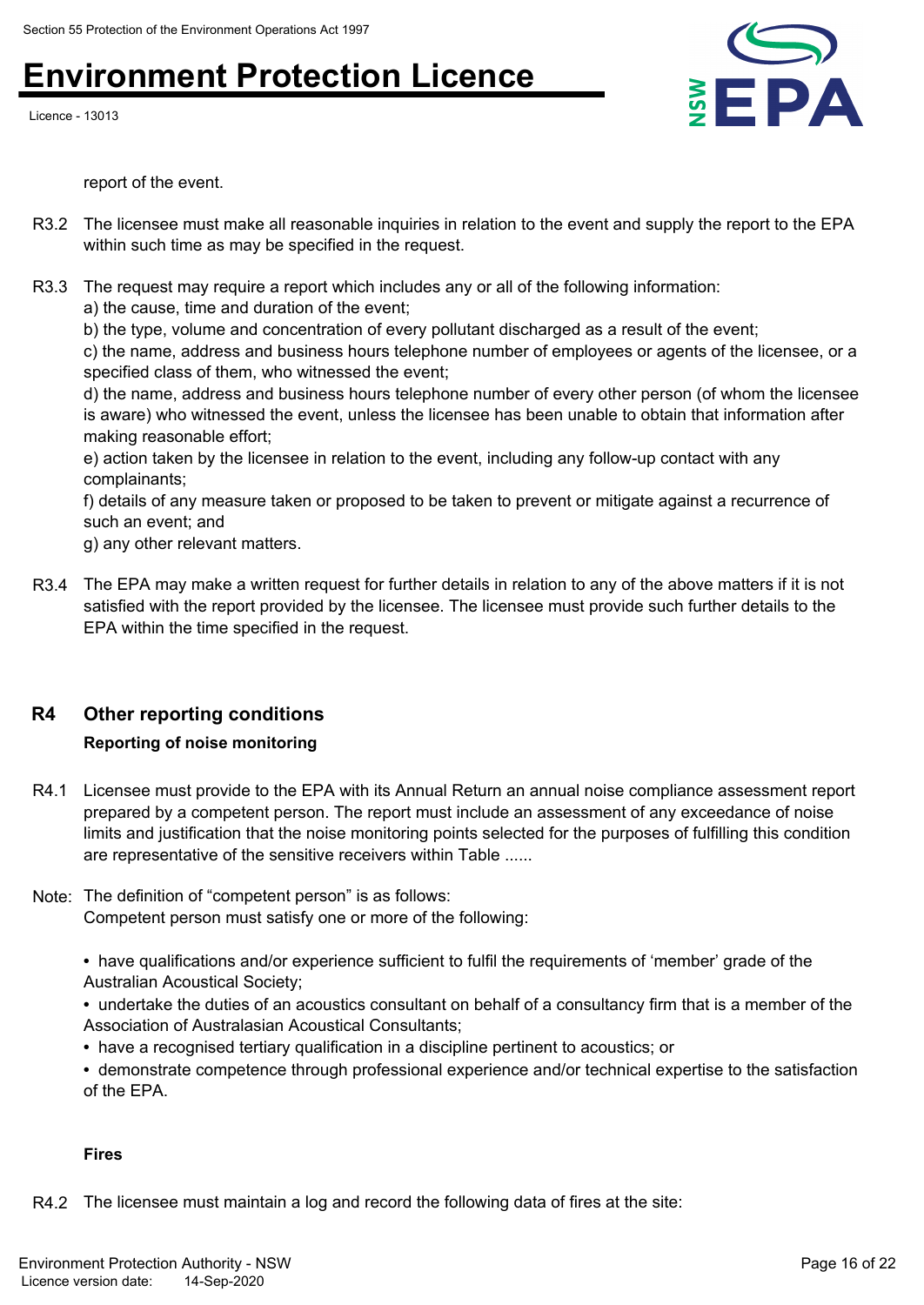report of the event.

R3.2 The licensee must make all reasonable inquiries in relation to the event and supply the report to the EPA within such time as may be specified in the request.

R3.3 The request may require a report which includes any or all of the following information:
a) the cause, time and duration of the event;
b) the type, volume and concentration of every pollutant discharged as a result of the event;
c) the name, address and business hours telephone number of employees or agents of the licensee, or a specified class of them, who witnessed the event;
d) the name, address and business hours telephone number of every other person (of whom the licensee is aware) who witnessed the event, unless the licensee has been unable to obtain that information after making reasonable effort;
e) action taken by the licensee in relation to the event, including any follow-up contact with any complainants;
f) details of any measure taken or proposed to be taken to prevent or mitigate against a recurrence of such an event; and
g) any other relevant matters.

R3.4 The EPA may make a written request for further details in relation to any of the above matters if it is not satisfied with the report provided by the licensee. The licensee must provide such further details to the EPA within the time specified in the request.

## R4 Other reporting conditions

**Reporting of noise monitoring**

R4.1 Licensee must provide to the EPA with its Annual Return an annual noise compliance assessment report prepared by a competent person. The report must include an assessment of any exceedance of noise limits and justification that the noise monitoring points selected for the purposes of fulfilling this condition are representative of the sensitive receivers within Table ......

Note: The definition of "competent person" is as follows:
Competent person must satisfy one or more of the following:

- have qualifications and/or experience sufficient to fulfil the requirements of 'member' grade of the Australian Acoustical Society;
- undertake the duties of an acoustics consultant on behalf of a consultancy firm that is a member of the Association of Australasian Acoustical Consultants;
- have a recognised tertiary qualification in a discipline pertinent to acoustics; or
- demonstrate competence through professional experience and/or technical expertise to the satisfaction of the EPA.

**Fires**

R4.2 The licensee must maintain a log and record the following data of fires at the site: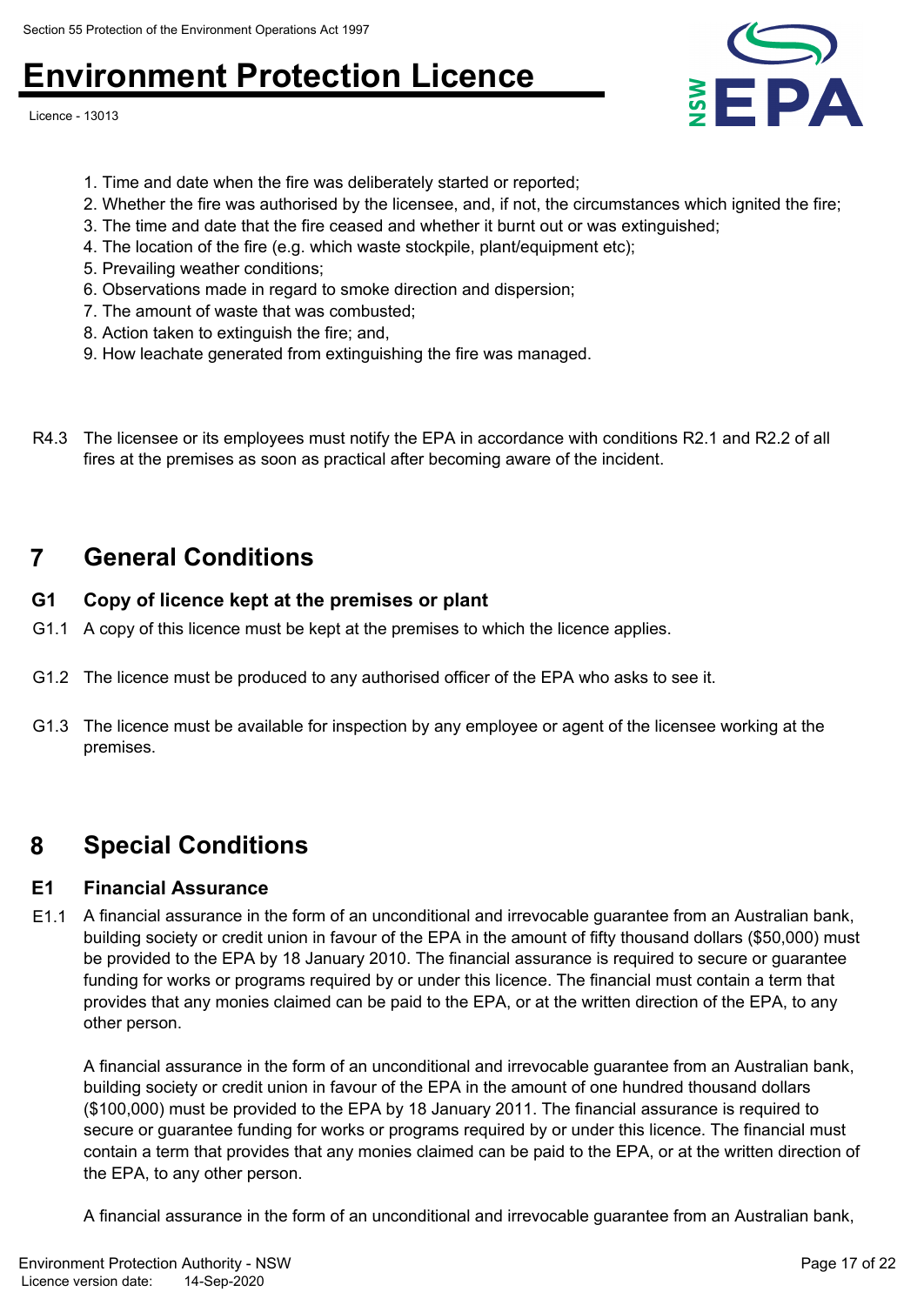1. Time and date when the fire was deliberately started or reported;
2. Whether the fire was authorised by the licensee, and, if not, the circumstances which ignited the fire;
3. The time and date that the fire ceased and whether it burnt out or was extinguished;
4. The location of the fire (e.g. which waste stockpile, plant/equipment etc);
5. Prevailing weather conditions;
6. Observations made in regard to smoke direction and dispersion;
7. The amount of waste that was combusted;
8. Action taken to extinguish the fire; and,
9. How leachate generated from extinguishing the fire was managed.

R4.3 The licensee or its employees must notify the EPA in accordance with conditions R2.1 and R2.2 of all fires at the premises as soon as practical after becoming aware of the incident.

## 7 General Conditions

### G1 Copy of licence kept at the premises or plant

G1.1 A copy of this licence must be kept at the premises to which the licence applies.

G1.2 The licence must be produced to any authorised officer of the EPA who asks to see it.

G1.3 The licence must be available for inspection by any employee or agent of the licensee working at the premises.

## 8 Special Conditions

### E1 Financial Assurance

E1.1 A financial assurance in the form of an unconditional and irrevocable guarantee from an Australian bank, building society or credit union in favour of the EPA in the amount of fifty thousand dollars ($50,000) must be provided to the EPA by 18 January 2010. The financial assurance is required to secure or guarantee funding for works or programs required by or under this licence. The financial must contain a term that provides that any monies claimed can be paid to the EPA, or at the written direction of the EPA, to any other person.

A financial assurance in the form of an unconditional and irrevocable guarantee from an Australian bank, building society or credit union in favour of the EPA in the amount of one hundred thousand dollars ($100,000) must be provided to the EPA by 18 January 2011. The financial assurance is required to secure or guarantee funding for works or programs required by or under this licence. The financial must contain a term that provides that any monies claimed can be paid to the EPA, or at the written direction of the EPA, to any other person.

A financial assurance in the form of an unconditional and irrevocable guarantee from an Australian bank,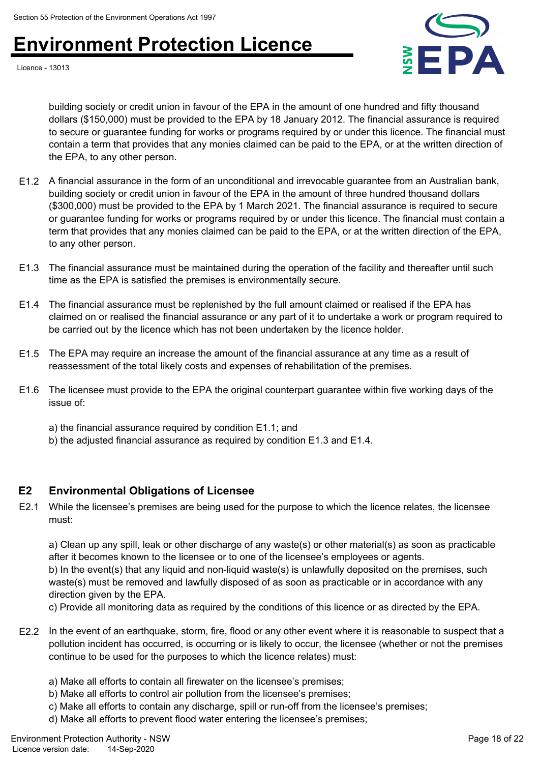building society or credit union in favour of the EPA in the amount of one hundred and fifty thousand dollars ($150,000) must be provided to the EPA by 18 January 2012. The financial assurance is required to secure or guarantee funding for works or programs required by or under this licence. The financial must contain a term that provides that any monies claimed can be paid to the EPA, or at the written direction of the EPA, to any other person.

E1.2 A financial assurance in the form of an unconditional and irrevocable guarantee from an Australian bank, building society or credit union in favour of the EPA in the amount of three hundred thousand dollars ($300,000) must be provided to the EPA by 1 March 2021. The financial assurance is required to secure or guarantee funding for works or programs required by or under this licence. The financial must contain a term that provides that any monies claimed can be paid to the EPA, or at the written direction of the EPA, to any other person.

E1.3 The financial assurance must be maintained during the operation of the facility and thereafter until such time as the EPA is satisfied the premises is environmentally secure.

E1.4 The financial assurance must be replenished by the full amount claimed or realised if the EPA has claimed on or realised the financial assurance or any part of it to undertake a work or program required to be carried out by the licence which has not been undertaken by the licence holder.

E1.5 The EPA may require an increase the amount of the financial assurance at any time as a result of reassessment of the total likely costs and expenses of rehabilitation of the premises.

E1.6 The licensee must provide to the EPA the original counterpart guarantee within five working days of the issue of:

a) the financial assurance required by condition E1.1; and
b) the adjusted financial assurance as required by condition E1.3 and E1.4.

## E2 Environmental Obligations of Licensee

E2.1 While the licensee's premises are being used for the purpose to which the licence relates, the licensee must:

a) Clean up any spill, leak or other discharge of any waste(s) or other material(s) as soon as practicable after it becomes known to the licensee or to one of the licensee's employees or agents.
b) In the event(s) that any liquid and non-liquid waste(s) is unlawfully deposited on the premises, such waste(s) must be removed and lawfully disposed of as soon as practicable or in accordance with any direction given by the EPA.
c) Provide all monitoring data as required by the conditions of this licence or as directed by the EPA.

E2.2 In the event of an earthquake, storm, fire, flood or any other event where it is reasonable to suspect that a pollution incident has occurred, is occurring or is likely to occur, the licensee (whether or not the premises continue to be used for the purposes to which the licence relates) must:

a) Make all efforts to contain all firewater on the licensee's premises;
b) Make all efforts to control air pollution from the licensee's premises;
c) Make all efforts to contain any discharge, spill or run-off from the licensee's premises;
d) Make all efforts to prevent flood water entering the licensee's premises;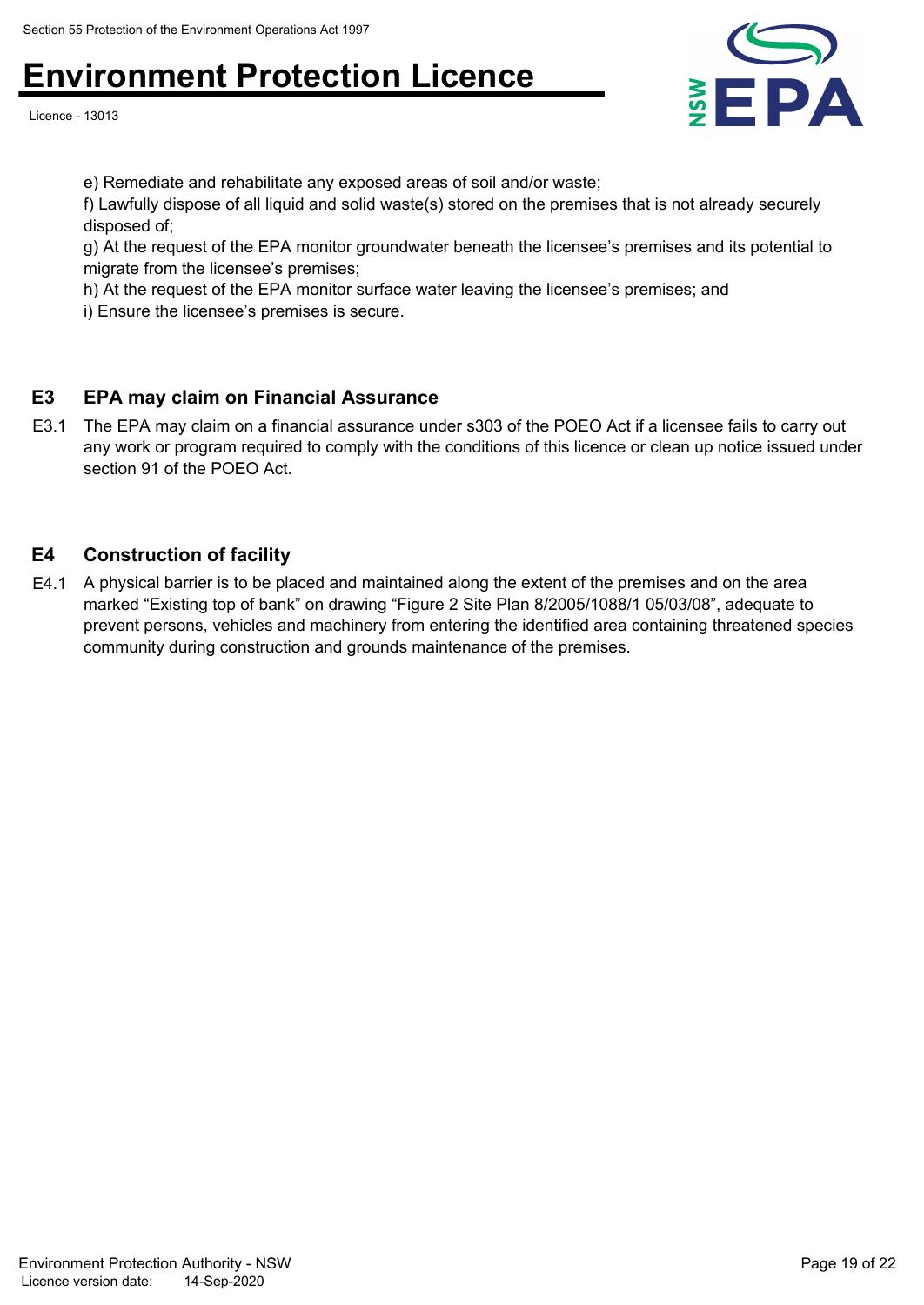e) Remediate and rehabilitate any exposed areas of soil and/or waste;

f) Lawfully dispose of all liquid and solid waste(s) stored on the premises that is not already securely disposed of;

g) At the request of the EPA monitor groundwater beneath the licensee's premises and its potential to migrate from the licensee's premises;

h) At the request of the EPA monitor surface water leaving the licensee's premises; and

i) Ensure the licensee's premises is secure.

## E3 EPA may claim on Financial Assurance

E3.1 The EPA may claim on a financial assurance under s303 of the POEO Act if a licensee fails to carry out any work or program required to comply with the conditions of this licence or clean up notice issued under section 91 of the POEO Act.

## E4 Construction of facility

E4.1 A physical barrier is to be placed and maintained along the extent of the premises and on the area marked "Existing top of bank" on drawing "Figure 2 Site Plan 8/2005/1088/1 05/03/08", adequate to prevent persons, vehicles and machinery from entering the identified area containing threatened species community during construction and grounds maintenance of the premises.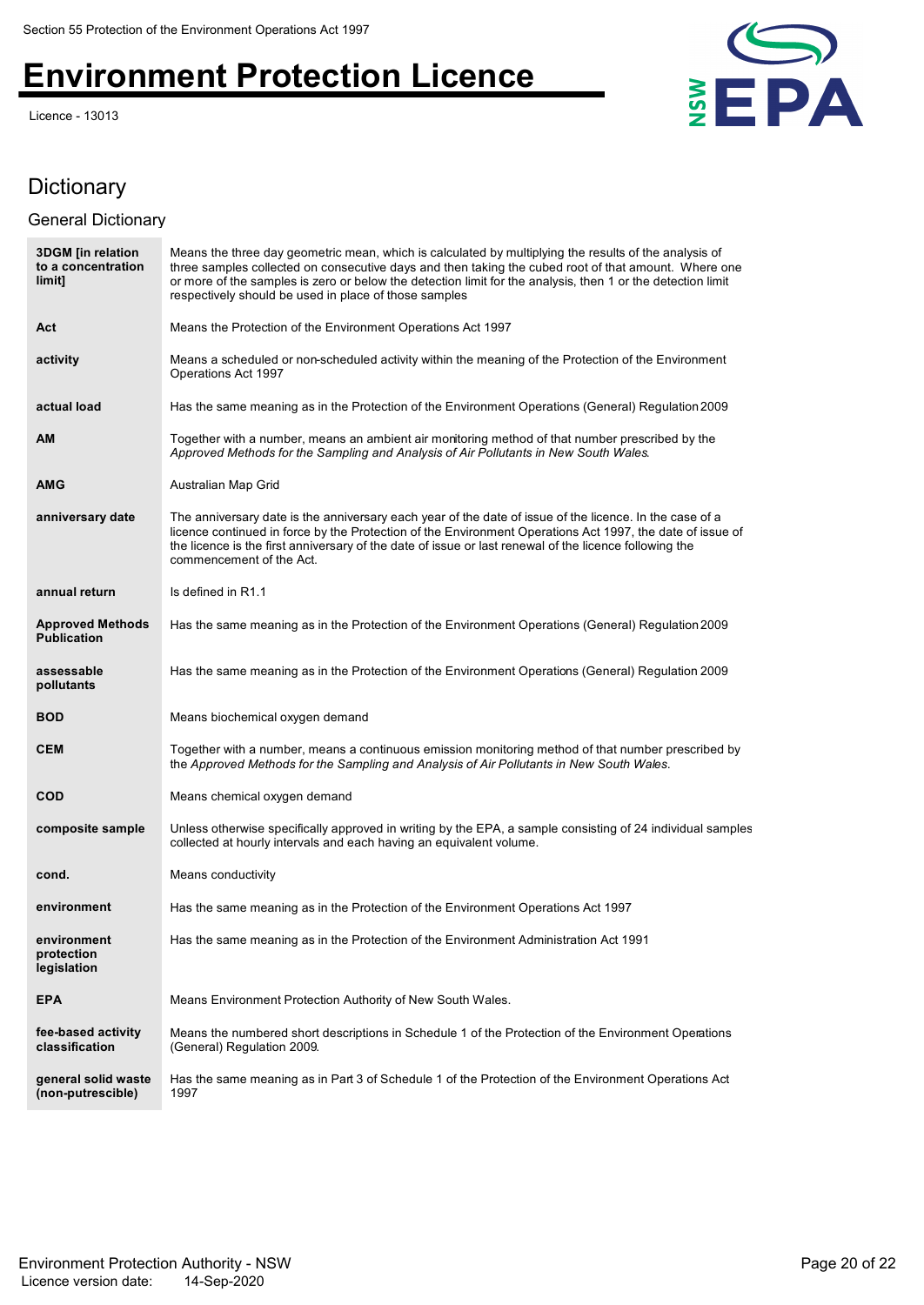# Dictionary

## General Dictionary

| | |
|---|---|
| **3DGM [in relation to a concentration limit]** | Means the three day geometric mean, which is calculated by multiplying the results of the analysis of three samples collected on consecutive days and then taking the cubed root of that amount. Where one or more of the samples is zero or below the detection limit for the analysis, then 1 or the detection limit respectively should be used in place of those samples |
| **Act** | Means the Protection of the Environment Operations Act 1997 |
| **activity** | Means a scheduled or non-scheduled activity within the meaning of the Protection of the Environment Operations Act 1997 |
| **actual load** | Has the same meaning as in the Protection of the Environment Operations (General) Regulation 2009 |
| **AM** | Together with a number, means an ambient air monitoring method of that number prescribed by the *Approved Methods for the Sampling and Analysis of Air Pollutants in New South Wales*. |
| **AMG** | Australian Map Grid |
| **anniversary date** | The anniversary date is the anniversary each year of the date of issue of the licence. In the case of a licence continued in force by the Protection of the Environment Operations Act 1997, the date of issue of the licence is the first anniversary of the date of issue or last renewal of the licence following the commencement of the Act. |
| **annual return** | Is defined in R1.1 |
| **Approved Methods Publication** | Has the same meaning as in the Protection of the Environment Operations (General) Regulation 2009 |
| **assessable pollutants** | Has the same meaning as in the Protection of the Environment Operations (General) Regulation 2009 |
| **BOD** | Means biochemical oxygen demand |
| **CEM** | Together with a number, means a continuous emission monitoring method of that number prescribed by the *Approved Methods for the Sampling and Analysis of Air Pollutants in New South Wales*. |
| **COD** | Means chemical oxygen demand |
| **composite sample** | Unless otherwise specifically approved in writing by the EPA, a sample consisting of 24 individual samples collected at hourly intervals and each having an equivalent volume. |
| **cond.** | Means conductivity |
| **environment** | Has the same meaning as in the Protection of the Environment Operations Act 1997 |
| **environment protection legislation** | Has the same meaning as in the Protection of the Environment Administration Act 1991 |
| **EPA** | Means Environment Protection Authority of New South Wales. |
| **fee-based activity classification** | Means the numbered short descriptions in Schedule 1 of the Protection of the Environment Operations (General) Regulation 2009. |
| **general solid waste (non-putrescible)** | Has the same meaning as in Part 3 of Schedule 1 of the Protection of the Environment Operations Act 1997 |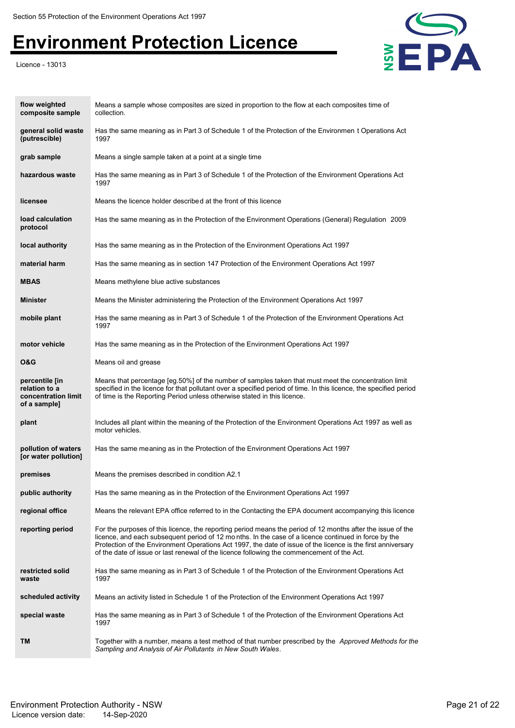| | |
|---|---|
| **flow weighted composite sample** | Means a sample whose composites are sized in proportion to the flow at each composites time of collection. |
| **general solid waste (putrescible)** | Has the same meaning as in Part 3 of Schedule 1 of the Protection of the Environmen t Operations Act 1997 |
| **grab sample** | Means a single sample taken at a point at a single time |
| **hazardous waste** | Has the same meaning as in Part 3 of Schedule 1 of the Protection of the Environment Operations Act 1997 |
| **licensee** | Means the licence holder described at the front of this licence |
| **load calculation protocol** | Has the same meaning as in the Protection of the Environment Operations (General) Regulation 2009 |
| **local authority** | Has the same meaning as in the Protection of the Environment Operations Act 1997 |
| **material harm** | Has the same meaning as in section 147 Protection of the Environment Operations Act 1997 |
| **MBAS** | Means methylene blue active substances |
| **Minister** | Means the Minister administering the Protection of the Environment Operations Act 1997 |
| **mobile plant** | Has the same meaning as in Part 3 of Schedule 1 of the Protection of the Environment Operations Act 1997 |
| **motor vehicle** | Has the same meaning as in the Protection of the Environment Operations Act 1997 |
| **O&G** | Means oil and grease |
| **percentile [in relation to a concentration limit of a sample]** | Means that percentage [eg.50%] of the number of samples taken that must meet the concentration limit specified in the licence for that pollutant over a specified period of time. In this licence, the specified period of time is the Reporting Period unless otherwise stated in this licence. |
| **plant** | Includes all plant within the meaning of the Protection of the Environment Operations Act 1997 as well as motor vehicles. |
| **pollution of waters [or water pollution]** | Has the same meaning as in the Protection of the Environment Operations Act 1997 |
| **premises** | Means the premises described in condition A2.1 |
| **public authority** | Has the same meaning as in the Protection of the Environment Operations Act 1997 |
| **regional office** | Means the relevant EPA office referred to in the Contacting the EPA document accompanying this licence |
| **reporting period** | For the purposes of this licence, the reporting period means the period of 12 months after the issue of the licence, and each subsequent period of 12 mo nths. In the case of a licence continued in force by the Protection of the Environment Operations Act 1997, the date of issue of the licence is the first anniversary of the date of issue or last renewal of the licence following the commencement of the Act. |
| **restricted solid waste** | Has the same meaning as in Part 3 of Schedule 1 of the Protection of the Environment Operations Act 1997 |
| **scheduled activity** | Means an activity listed in Schedule 1 of the Protection of the Environment Operations Act 1997 |
| **special waste** | Has the same meaning as in Part 3 of Schedule 1 of the Protection of the Environment Operations Act 1997 |
| **TM** | Together with a number, means a test method of that number prescribed by the *Approved Methods for the Sampling and Analysis of Air Pollutants in New South Wales*. |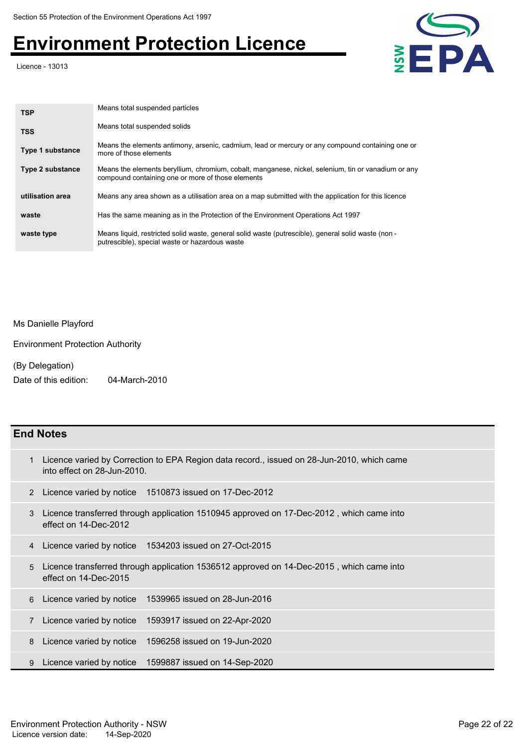| | |
|---|---|
| **TSP** | Means total suspended particles |
| **TSS** | Means total suspended solids |
| **Type 1 substance** | Means the elements antimony, arsenic, cadmium, lead or mercury or any compound containing one or more of those elements |
| **Type 2 substance** | Means the elements beryllium, chromium, cobalt, manganese, nickel, selenium, tin or vanadium or any compound containing one or more of those elements |
| **utilisation area** | Means any area shown as a utilisation area on a map submitted with the application for this licence |
| **waste** | Has the same meaning as in the Protection of the Environment Operations Act 1997 |
| **waste type** | Means liquid, restricted solid waste, general solid waste (putrescible), general solid waste (non - putrescible), special waste or hazardous waste |

Ms Danielle Playford

Environment Protection Authority

(By Delegation)

Date of this edition: 04-March-2010

## End Notes

| | |
|---|---|
| 1 | Licence varied by Correction to EPA Region data record., issued on 28-Jun-2010, which came into effect on 28-Jun-2010. |
| 2 | Licence varied by notice 1510873 issued on 17-Dec-2012 |
| 3 | Licence transferred through application 1510945 approved on 17-Dec-2012 , which came into effect on 14-Dec-2012 |
| 4 | Licence varied by notice 1534203 issued on 27-Oct-2015 |
| 5 | Licence transferred through application 1536512 approved on 14-Dec-2015 , which came into effect on 14-Dec-2015 |
| 6 | Licence varied by notice 1539965 issued on 28-Jun-2016 |
| 7 | Licence varied by notice 1593917 issued on 22-Apr-2020 |
| 8 | Licence varied by notice 1596258 issued on 19-Jun-2020 |
| 9 | Licence varied by notice 1599887 issued on 14-Sep-2020 |